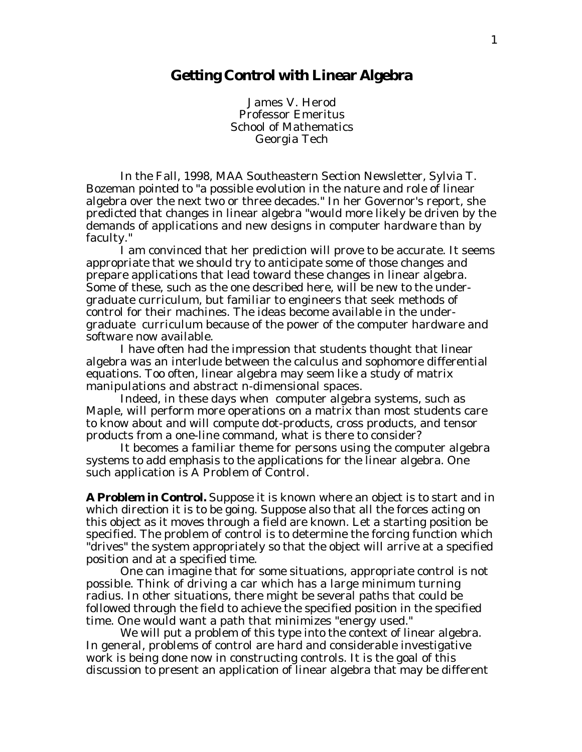# Getting Control with Linear Algebra

James V. Herod
Professor Emeritus
School of Mathematics
Georgia Tech

In the Fall, 1998, MAA Southeastern Section Newsletter, Sylvia T. Bozeman pointed to "a possible evolution in the nature and role of linear algebra over the next two or three decades." In her Governor's report, she predicted that changes in linear algebra "would more likely be driven by the demands of applications and new designs in computer hardware than by faculty."

I am convinced that her prediction will prove to be accurate. It seems appropriate that we should try to anticipate some of those changes and prepare applications that lead toward these changes in linear algebra. Some of these, such as the one described here, will be new to the undergraduate curriculum, but familiar to engineers that seek methods of control for their machines. The ideas become available in the undergraduate curriculum because of the power of the computer hardware and software now available.

I have often had the impression that students thought that linear algebra was an interlude between the calculus and sophomore differential equations. Too often, linear algebra may seem like a study of matrix manipulations and abstract n-dimensional spaces.

Indeed, in these days when computer algebra systems, such as Maple, will perform more operations on a matrix than most students care to know about and will compute dot-products, cross products, and tensor products from a one-line command, what is there to consider?

It becomes a familiar theme for persons using the computer algebra systems to add emphasis to the applications for the linear algebra. One such application is A Problem of Control.

**A Problem in Control.** Suppose it is known where an object is to start and in which direction it is to be going. Suppose also that all the forces acting on this object as it moves through a field are known. Let a starting position be specified. The problem of control is to determine the forcing function which "drives" the system appropriately so that the object will arrive at a specified position and at a specified time.

One can imagine that for some situations, appropriate control is not possible. Think of driving a car which has a large minimum turning radius. In other situations, there might be several paths that could be followed through the field to achieve the specified position in the specified time. One would want a path that minimizes "energy used."

We will put a problem of this type into the context of linear algebra. In general, problems of control are hard and considerable investigative work is being done now in constructing controls. It is the goal of this discussion to present an application of linear algebra that may be different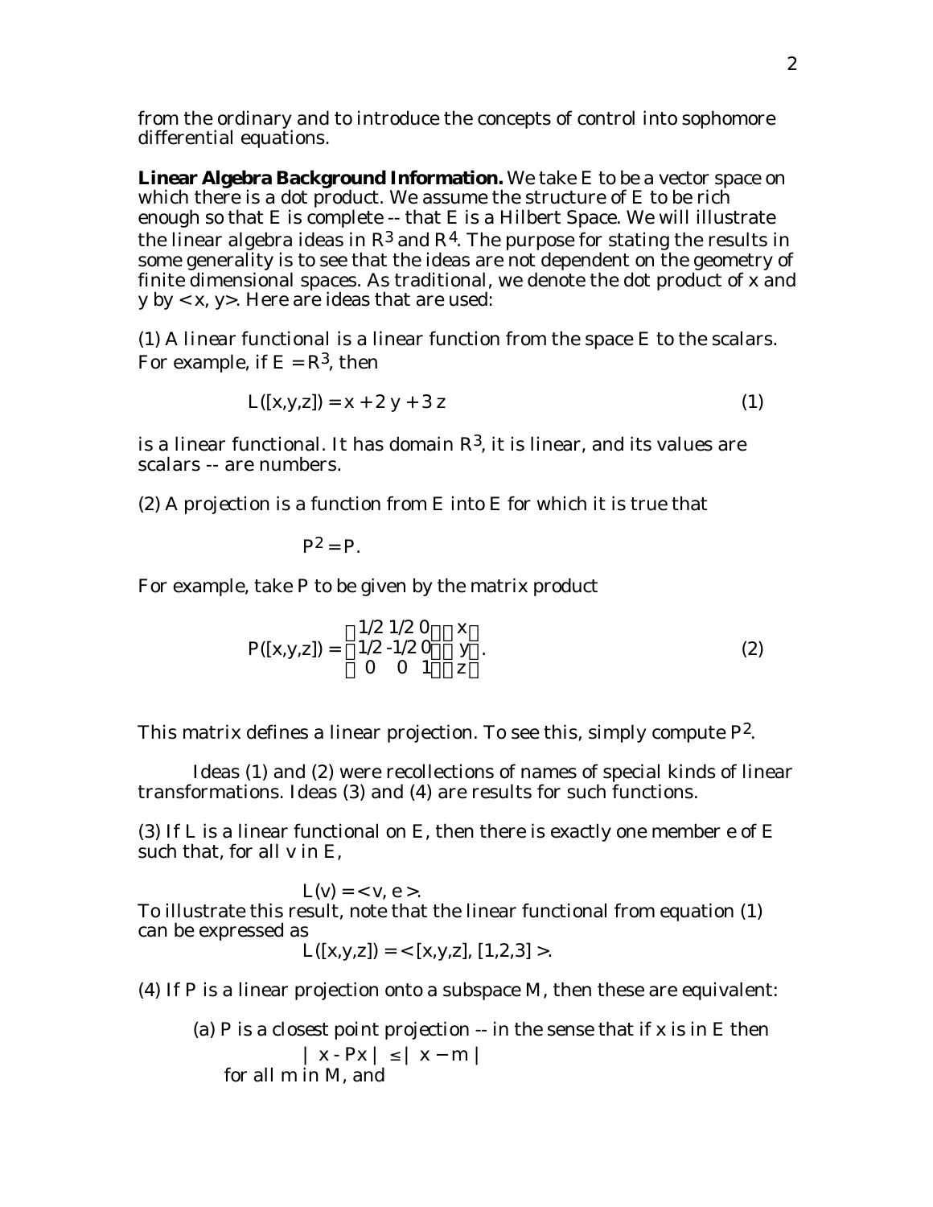from the ordinary and to introduce the concepts of control into sophomore differential equations.

**Linear Algebra Background Information.** We take E to be a vector space on which there is a dot product. We assume the structure of E to be rich enough so that E is complete -- that E is a Hilbert Space. We will illustrate the linear algebra ideas in $R^3$ and $R^4$. The purpose for stating the results in some generality is to see that the ideas are not dependent on the geometry of finite dimensional spaces. As traditional, we denote the dot product of x and y by $< x, y>$. Here are ideas that are used:

(1) A *linear functional* is a linear function from the space E to the scalars. For example, if $E = R^3$, then

$$L([x,y,z]) = x + 2\,y + 3\,z \tag{1}$$

is a linear functional. It has domain $R^3$, it is linear, and its values are scalars -- are numbers.

(2) A *projection* is a function from E into E for which it is true that

$$P^2 = P.$$

For example, take P to be given by the matrix product

$$P([x,y,z]) = \begin{pmatrix} 1/2 & 1/2 & 0 \\ 1/2 & -1/2 & 0 \\ 0 & 0 & 1 \end{pmatrix} \begin{pmatrix} x \\ y \\ z \end{pmatrix}. \tag{2}$$

This matrix defines a linear projection. To see this, simply compute $P^2$.

Ideas (1) and (2) were recollections of names of special kinds of linear transformations. Ideas (3) and (4) are results for such functions.

(3) If L is a linear functional on E, then there is exactly one member e of E such that, for all v in E,

$$L(v) = < v, e >.$$

To illustrate this result, note that the linear functional from equation (1) can be expressed as

$$L([x,y,z]) = < [x,y,z], [1,2,3] >.$$

(4) If P is a linear projection onto a subspace M, then these are equivalent:

(a) P is a closest point projection -- in the sense that if x is in E then

$$|\ x - Px\ | \ \leq |\ x - m\ |$$

for all m in M, and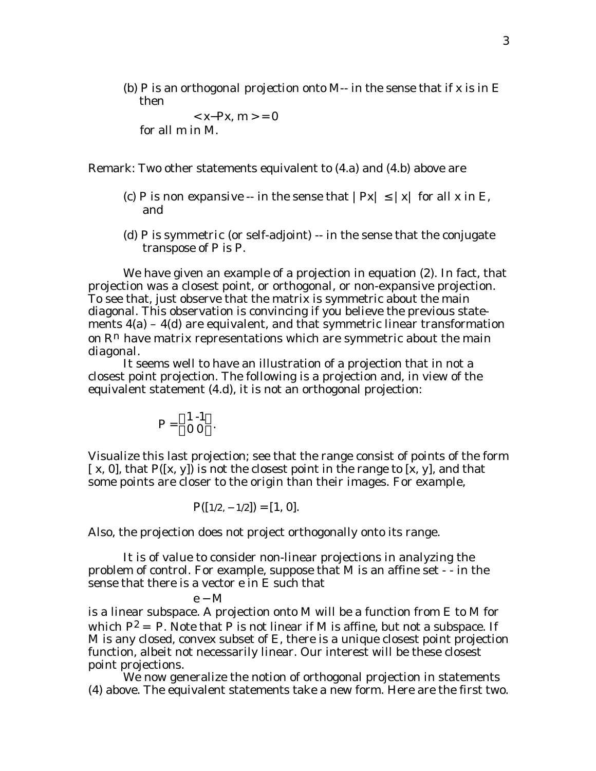(b) $P$ is an *orthogonal projection* onto $M$-- in the sense that if $x$ is in $E$ then

$$< x - Px, m > = 0$$

for all $m$ in $M$.

Remark: Two other statements equivalent to (4.a) and (4.b) above are

(c) $P$ is *non expansive* -- in the sense that $|Px| \leq |x|$ for all $x$ in $E$, and

(d) $P$ is *symmetric* (or self-adjoint) -- in the sense that the conjugate transpose of $P$ is $P$.

We have given an example of a projection in equation (2). In fact, that projection was a closest point, or orthogonal, or non-expansive projection. To see that, just observe that the matrix is symmetric about the main diagonal. This observation is convincing if you believe the previous statements 4(a) – 4(d) are equivalent, and that symmetric linear transformation on $R^n$ have matrix representations which are symmetric about the main diagonal.

It seems well to have an illustration of a projection that in not a closest point projection. The following is a projection and, in view of the equivalent statement (4.d), it is not an orthogonal projection:

$$P = \begin{pmatrix} 1 & -1 \\ 0 & 0 \end{pmatrix}.$$

Visualize this last projection; see that the range consist of points of the form $[x, 0]$, that $P([x, y])$ is not the closest point in the range to $[x, y]$, and that some points are closer to the origin than their images. For example,

$$P([1/2, -1/2]) = [1, 0].$$

Also, the projection does not project orthogonally onto its range.

It is of value to consider non-linear projections in analyzing the problem of control. For example, suppose that $M$ is an affine set - - in the sense that there is a vector $e$ in $E$ such that

$$e - M$$

is a linear subspace. A projection onto $M$ will be a function from $E$ to $M$ for which $P^2 = P$. Note that $P$ is not linear if $M$ is affine, but not a subspace. If $M$ is any closed, convex subset of $E$, there is a unique closest point projection function, albeit not necessarily linear. Our interest will be these closest point projections.

We now generalize the notion of orthogonal projection in statements (4) above. The equivalent statements take a new form. Here are the first two.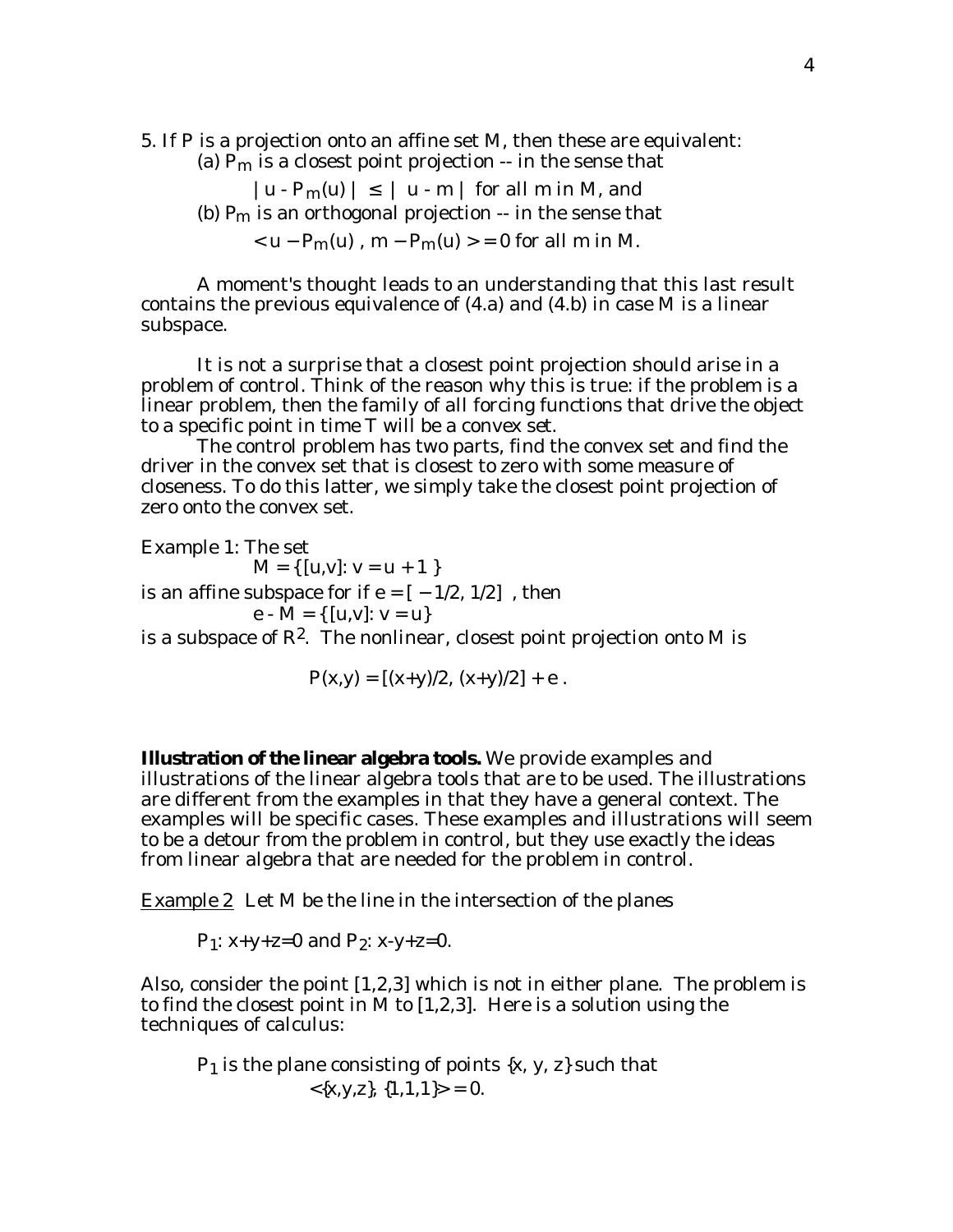5. If P is a projection onto an affine set M, then these are equivalent:

(a) $P_m$ is a closest point projection -- in the sense that

$$| u - P_m(u) | \leq | u - m | \text{ for all m in M, and}$$

(b) $P_m$ is an orthogonal projection -- in the sense that

$$< u - P_m(u) , m - P_m(u) > = 0 \text{ for all m in M.}$$

A moment's thought leads to an understanding that this last result contains the previous equivalence of (4.a) and (4.b) in case M is a linear subspace.

It is not a surprise that a closest point projection should arise in a problem of control. Think of the reason why this is true: if the problem is a linear problem, then the family of all forcing functions that drive the object to a specific point in time T will be a convex set.

The control problem has two parts, find the convex set and find the driver in the convex set that is closest to zero with some measure of closeness. To do this latter, we simply take the closest point projection of zero onto the convex set.

Example 1: The set

$$M = \{[u,v]: v = u + 1 \}$$

is an affine subspace for if $e = [ -1/2, 1/2]$ , then

$$e - M = \{[u,v]: v = u\}$$

is a subspace of $R^2$. The nonlinear, closest point projection onto M is

$$P(x,y) = [(x+y)/2, (x+y)/2] + e .$$

**Illustration of the linear algebra tools.** We provide examples and illustrations of the linear algebra tools that are to be used. The illustrations are different from the examples in that they have a general context. The examples will be specific cases. These examples and illustrations will seem to be a detour from the problem in control, but they use exactly the ideas from linear algebra that are needed for the problem in control.

Example 2 Let M be the line in the intersection of the planes

$P_1$: $x+y+z=0$ and $P_2$: $x-y+z=0$.

Also, consider the point [1,2,3] which is not in either plane. The problem is to find the closest point in M to [1,2,3]. Here is a solution using the techniques of calculus:

$P_1$ is the plane consisting of points {x, y, z} such that

$$<\{x,y,z\}, \{1,1,1\}> = 0.$$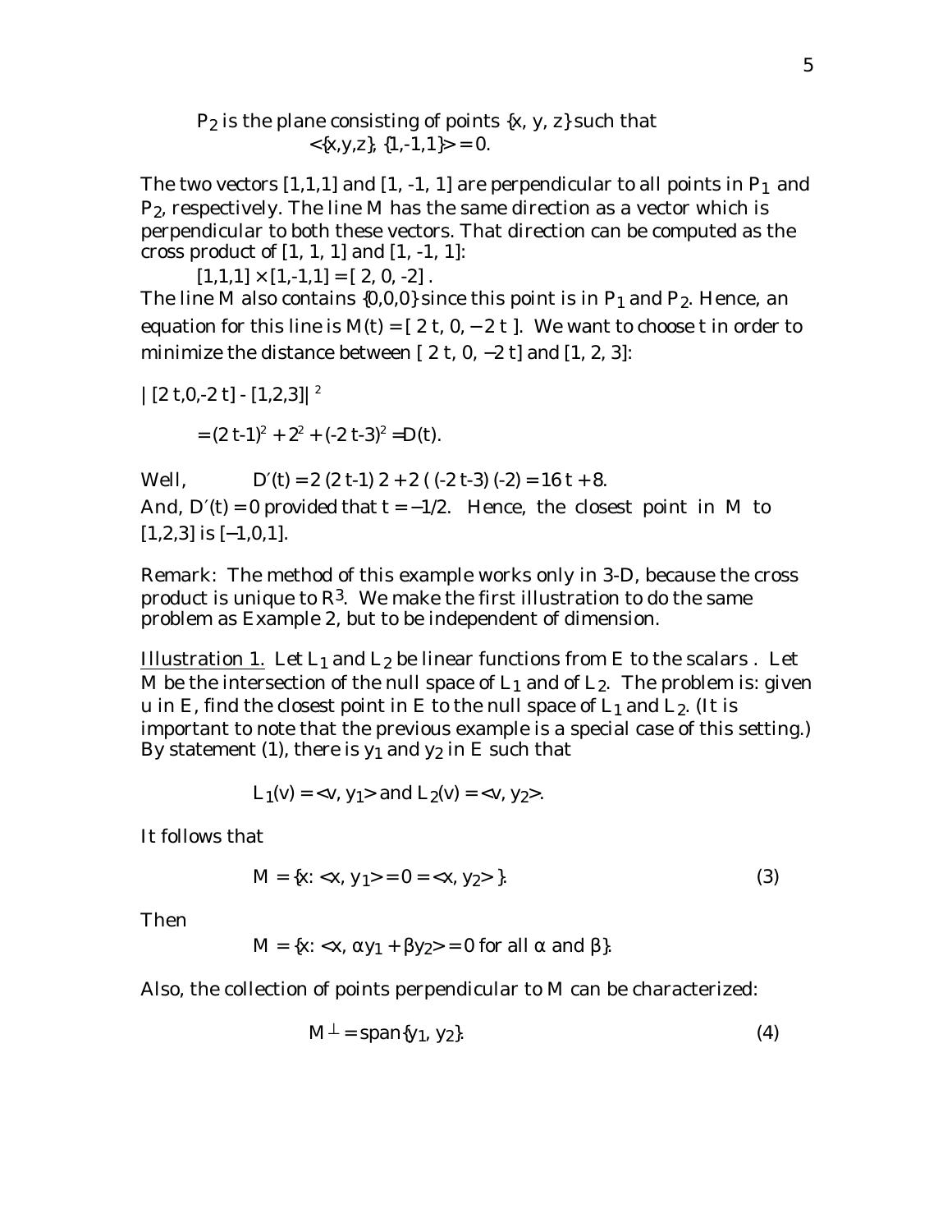$P_2$ is the plane consisting of points $\{x, y, z\}$ such that
$$<\{x,y,z\}, \{1,-1,1\}> = 0.$$

The two vectors [1,1,1] and [1, -1, 1] are perpendicular to all points in $P_1$ and $P_2$, respectively. The line M has the same direction as a vector which is perpendicular to both these vectors. That direction can be computed as the cross product of [1, 1, 1] and [1, -1, 1]:

$$[1,1,1] \times [1,-1,1] = [\, 2, 0, -2] \,.$$

The line M also contains {0,0,0} since this point is in $P_1$ and $P_2$. Hence, an equation for this line is $M(t) = [\, 2\, t, 0, -2\, t\,]$. We want to choose t in order to minimize the distance between $[\, 2\, t, 0, -2\, t]$ and [1, 2, 3]:

$$|\,[2\,t,0,-2\,t] - [1,2,3]|^{\,2}$$

$$= (2\,t\text{-}1)^2 + 2^2 + (-2\,t\text{-}3)^2 = D(t).$$

Well, $\quad D'(t) = 2\,(2\,t\text{-}1)\,2 + 2\,(\,(-2\,t\text{-}3)\,(-2) = 16\,t + 8.$

And, $D'(t) = 0$ provided that $t = -1/2$. Hence, the closest point in M to [1,2,3] is [−1,0,1].

Remark: The method of this example works only in 3-D, because the cross product is unique to $R^3$. We make the first illustration to do the same problem as Example 2, but to be independent of dimension.

<u>Illustration 1.</u> Let $L_1$ and $L_2$ be linear functions from E to the scalars . Let M be the intersection of the null space of $L_1$ and of $L_2$. The problem is: given u in E, find the closest point in E to the null space of $L_1$ and $L_2$. (It is important to note that the previous example is a special case of this setting.) By statement (1), there is $y_1$ and $y_2$ in E such that

$$L_1(v) = <v, y_1> \text{ and } L_2(v) = <v, y_2>.$$

It follows that

$$M = \{x: <x, y_1> = 0 = <x, y_2> \}. \tag{3}$$

Then

$$M = \{x: <x, \alpha y_1 + \beta y_2> = 0 \text{ for all } \alpha \text{ and } \beta\}.$$

Also, the collection of points perpendicular to M can be characterized:

$$M^{\perp} = \text{span}\{y_1, y_2\}. \tag{4}$$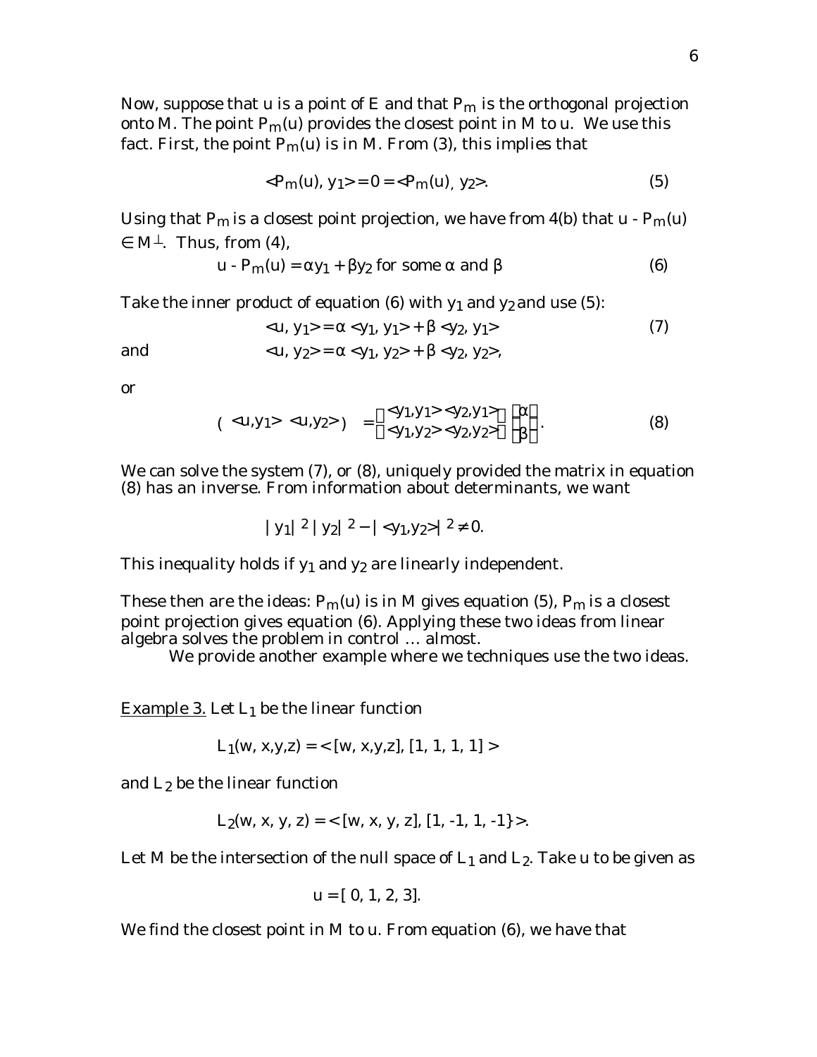Now, suppose that u is a point of E and that $P_m$ is the orthogonal projection onto M. The point $P_m(u)$ provides the closest point in M to u. We use this fact. First, the point $P_m(u)$ is in M. From (3), this implies that

$$<P_m(u), y_1> = 0 = <P_m(u), y_2>. \tag{5}$$

Using that $P_m$ is a closest point projection, we have from 4(b) that u - $P_m(u)$ $\in M^{\perp}$. Thus, from (4),

$$u - P_m(u) = \alpha y_1 + \beta y_2 \text{ for some } \alpha \text{ and } \beta \tag{6}$$

Take the inner product of equation (6) with $y_1$ and $y_2$ and use (5):

$$<u, y_1> = \alpha <y_1, y_1> + \beta <y_2, y_1> \tag{7}$$

and

$$<u, y_2> = \alpha <y_1, y_2> + \beta <y_2, y_2>,$$

or

$$\begin{pmatrix} <u,y_1> & <u,y_2> \end{pmatrix} = \begin{pmatrix} <y_1,y_1> & <y_2,y_1> \\ <y_1,y_2> & <y_2,y_2> \end{pmatrix} \begin{pmatrix} \alpha \\ \beta \end{pmatrix}. \tag{8}$$

We can solve the system (7), or (8), uniquely provided the matrix in equation (8) has an inverse. From information about determinants, we want

$$|y_1|^2 |y_2|^2 - |<y_1,y_2>|^2 \neq 0.$$

This inequality holds if $y_1$ and $y_2$ are linearly independent.

These then are the ideas: $P_m(u)$ is in M gives equation (5), $P_m$ is a closest point projection gives equation (6). Applying these two ideas from linear algebra solves the problem in control … almost.

We provide another example where we techniques use the two ideas.

<u>Example 3.</u> Let $L_1$ be the linear function

$$L_1(w, x,y,z) = < [w, x,y,z], [1, 1, 1, 1] >$$

and $L_2$ be the linear function

$$L_2(w, x, y, z) = < [w, x, y, z], [1, -1, 1, -1\} >.$$

Let M be the intersection of the null space of $L_1$ and $L_2$. Take u to be given as

$$u = [\,0, 1, 2, 3].$$

We find the closest point in M to u. From equation (6), we have that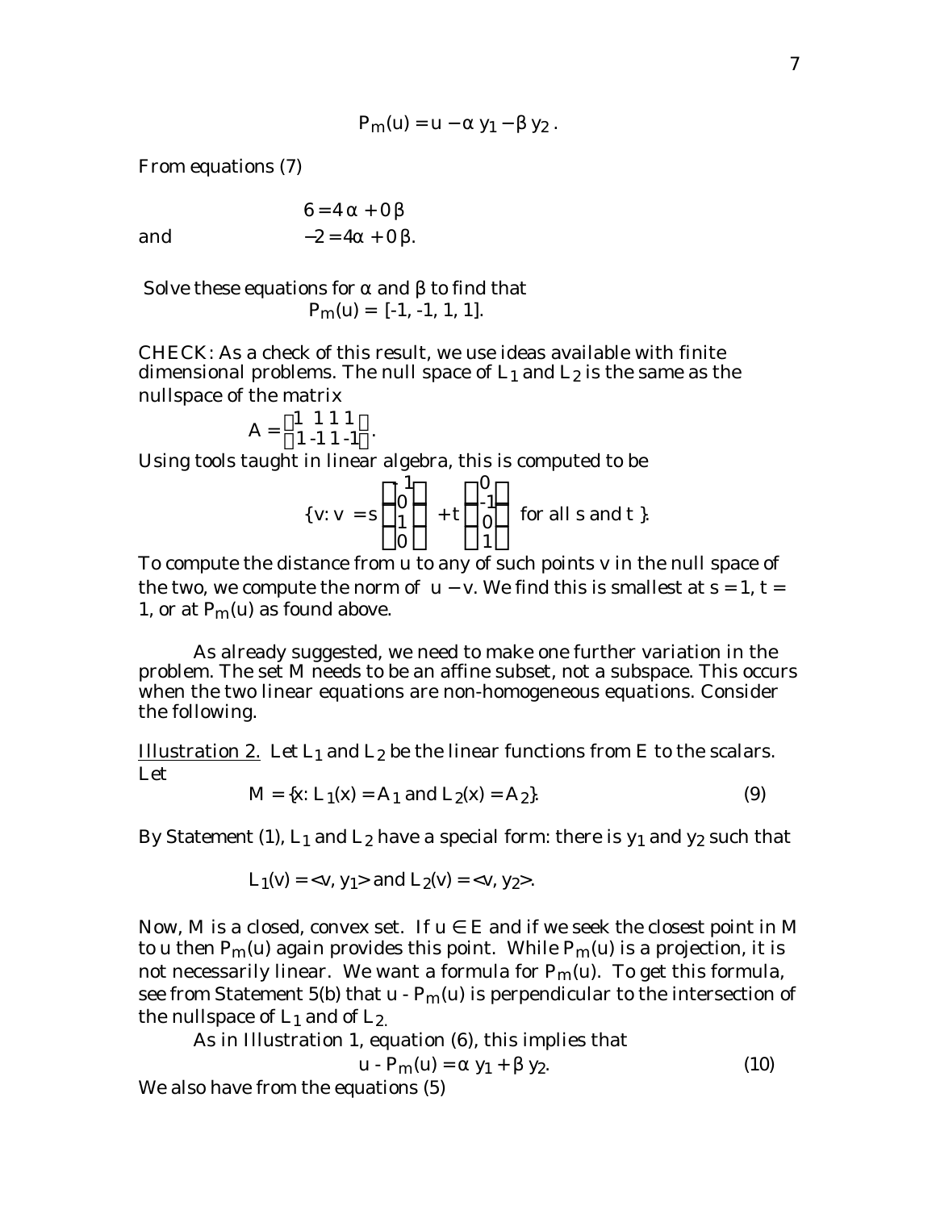$$P_m(u) = u - \alpha\, y_1 - \beta\, y_2 .$$

From equations (7)

$$6 = 4\,\alpha + 0\,\beta$$

and

$$-2 = 4\alpha + 0\,\beta.$$

Solve these equations for $\alpha$ and $\beta$ to find that

$$P_m(u) = [-1, -1, 1, 1].$$

CHECK: As a check of this result, we use ideas available with finite dimensional problems. The null space of $L_1$ and $L_2$ is the same as the nullspace of the matrix

$$A = \begin{bmatrix} 1 & 1 & 1 & 1 \\ 1 & -1 & 1 & -1 \end{bmatrix}.$$

Using tools taught in linear algebra, this is computed to be

$$\{v: v = s \begin{bmatrix} -1 \\ 0 \\ 1 \\ 0 \end{bmatrix} + t \begin{bmatrix} 0 \\ -1 \\ 0 \\ 1 \end{bmatrix} \text{ for all s and t }\}.$$

To compute the distance from u to any of such points v in the null space of the two, we compute the norm of $u - v$. We find this is smallest at $s = 1$, $t = 1$, or at $P_m(u)$ as found above.

As already suggested, we need to make one further variation in the problem. The set M needs to be an affine subset, not a subspace. This occurs when the two linear equations are non-homogeneous equations. Consider the following.

Illustration 2. Let $L_1$ and $L_2$ be the linear functions from E to the scalars. Let

$$M = \{x: L_1(x) = A_1 \text{ and } L_2(x) = A_2\}. \tag{9}$$

By Statement (1), $L_1$ and $L_2$ have a special form: there is $y_1$ and $y_2$ such that

$$L_1(v) = \langle v, y_1\rangle \text{ and } L_2(v) = \langle v, y_2\rangle.$$

Now, M is a closed, convex set. If $u \in E$ and if we seek the closest point in M to u then $P_m(u)$ again provides this point. While $P_m(u)$ is a projection, it is not necessarily linear. We want a formula for $P_m(u)$. To get this formula, see from Statement 5(b) that u - $P_m(u)$ is perpendicular to the intersection of the nullspace of $L_1$ and of $L_2$.

As in Illustration 1, equation (6), this implies that

$$u - P_m(u) = \alpha\, y_1 + \beta\, y_2. \tag{10}$$

We also have from the equations (5)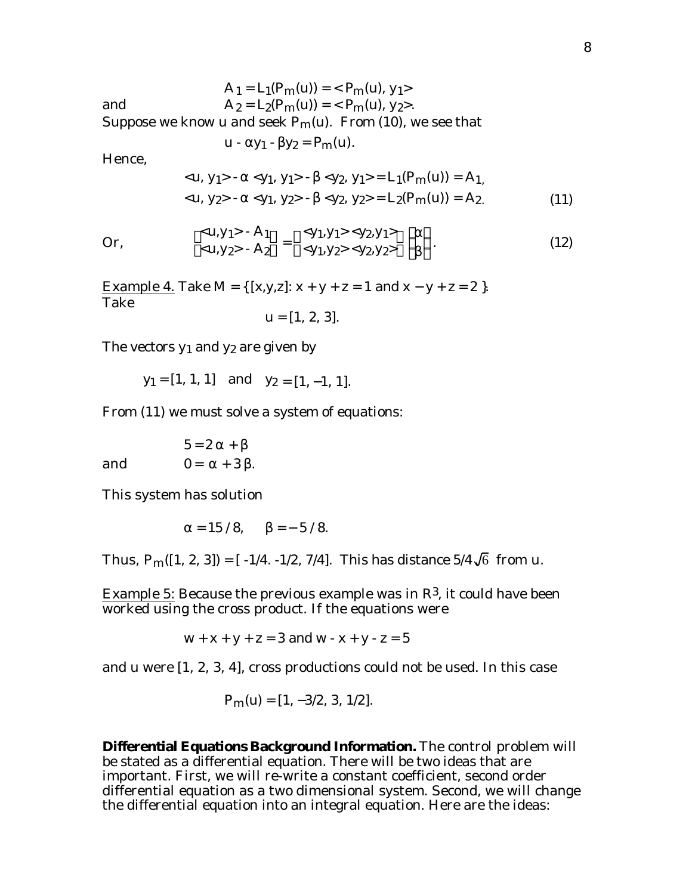$$A_1 = L_1(P_m(u)) = <P_m(u), y_1>$$

and $$A_2 = L_2(P_m(u)) = <P_m(u), y_2>.$$

Suppose we know u and seek $P_m(u)$. From (10), we see that

$$u - \alpha y_1 - \beta y_2 = P_m(u).$$

Hence,

$$<u, y_1> - \alpha <y_1, y_1> - \beta <y_2, y_1> = L_1(P_m(u)) = A_1,$$

$$<u, y_2> - \alpha <y_1, y_2> - \beta <y_2, y_2> = L_2(P_m(u)) = A_2. \qquad (11)$$

Or,

$$\begin{pmatrix} <u,y_1> - A_1 \\ <u,y_2> - A_2 \end{pmatrix} = \begin{pmatrix} <y_1,y_1> & <y_2,y_1> \\ <y_1,y_2> & <y_2,y_2> \end{pmatrix} \begin{pmatrix} \alpha \\ \beta \end{pmatrix}. \qquad (12)$$

Example 4. Take M = {[x,y,z]: x + y + z = 1 and x − y + z = 2 }. Take

$$u = [1, 2, 3].$$

The vectors $y_1$ and $y_2$ are given by

$$y_1 = [1, 1, 1] \quad \text{and} \quad y_2 = [1, -1, 1].$$

From (11) we must solve a system of equations:

$$5 = 2\alpha + \beta$$

and $$0 = \alpha + 3\beta.$$

This system has solution

$$\alpha = 15/8, \qquad \beta = -5/8.$$

Thus, $P_m([1, 2, 3]) = [-1/4. -1/2, 7/4]$. This has distance $5/4\sqrt{6}$ from u.

Example 5: Because the previous example was in $R^3$, it could have been worked using the cross product. If the equations were

$$w + x + y + z = 3 \text{ and } w - x + y - z = 5$$

and u were [1, 2, 3, 4], cross productions could not be used. In this case

$$P_m(u) = [1, -3/2, 3, 1/2].$$

**Differential Equations Background Information.** The control problem will be stated as a differential equation. There will be two ideas that are important. First, we will re-write a constant coefficient, second order differential equation as a two dimensional system. Second, we will change the differential equation into an integral equation. Here are the ideas: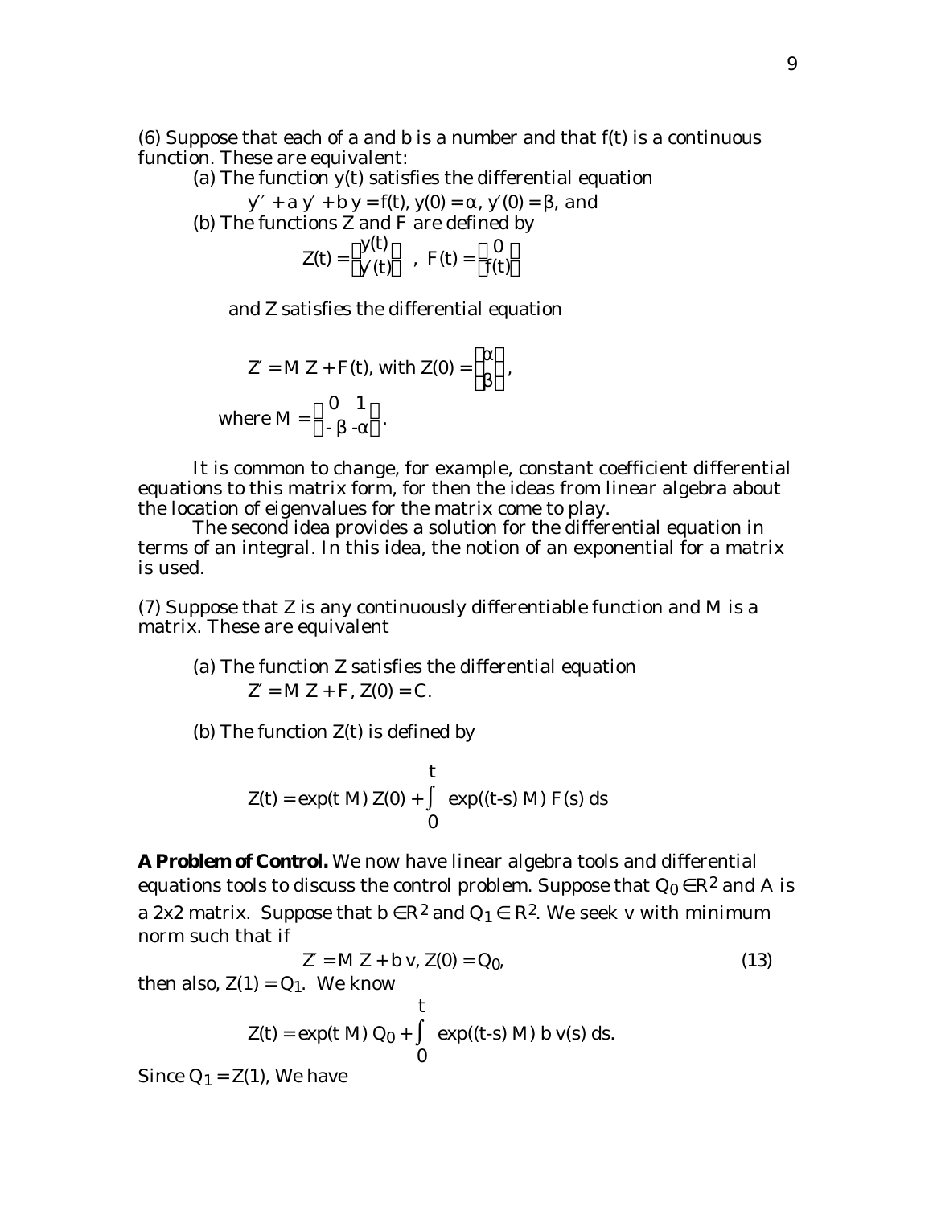(6) Suppose that each of a and b is a number and that f(t) is a continuous function. These are equivalent:

(a) The function y(t) satisfies the differential equation

$y'' + a\, y' + b\, y = f(t)$, $y(0) = \alpha$, $y'(0) = \beta$, and

(b) The functions Z and F are defined by

$$Z(t) = \begin{pmatrix} y(t) \\ y'(t) \end{pmatrix}, \quad F(t) = \begin{pmatrix} 0 \\ f(t) \end{pmatrix}$$

and Z satisfies the differential equation

$$Z' = M\, Z + F(t), \text{ with } Z(0) = \begin{pmatrix} \alpha \\ \beta \end{pmatrix},$$

$$\text{where } M = \begin{pmatrix} 0 & 1 \\ -\beta & -\alpha \end{pmatrix}.$$

It is common to change, for example, constant coefficient differential equations to this matrix form, for then the ideas from linear algebra about the location of eigenvalues for the matrix come to play.

The second idea provides a solution for the differential equation in terms of an integral. In this idea, the notion of an exponential for a matrix is used.

(7) Suppose that Z is any continuously differentiable function and M is a matrix. These are equivalent

(a) The function Z satisfies the differential equation

$Z' = M\, Z + F$, $Z(0) = C$.

(b) The function Z(t) is defined by

$$Z(t) = \exp(t\, M)\, Z(0) + \int_0^t \exp((t-s)\, M)\, F(s)\, ds$$

**A Problem of Control.** We now have linear algebra tools and differential equations tools to discuss the control problem. Suppose that $Q_0 \in R^2$ and A is a 2x2 matrix. Suppose that $b \in R^2$ and $Q_1 \in R^2$. We seek v with minimum norm such that if

$$Z' = M\, Z + b\, v, \; Z(0) = Q_0, \tag{13}$$

then also, $Z(1) = Q_1$. We know

$$Z(t) = \exp(t\, M)\, Q_0 + \int_0^t \exp((t-s)\, M)\, b\, v(s)\, ds.$$

Since $Q_1 = Z(1)$, We have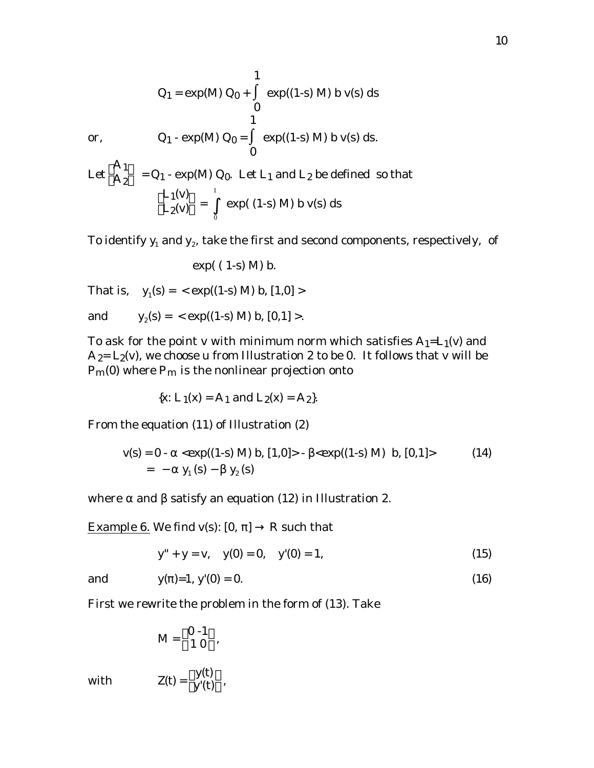$$Q_1 = \exp(M)\, Q_0 + \int_0^1 \exp((1\text{-}s)\, M)\, b\, v(s)\, ds$$

or,

$$Q_1 - \exp(M)\, Q_0 = \int_0^1 \exp((1\text{-}s)\, M)\, b\, v(s)\, ds.$$

Let $\begin{bmatrix} A_1 \\ A_2 \end{bmatrix} = Q_1 - \exp(M)\, Q_0$. Let $L_1$ and $L_2$ be defined so that

$$\begin{bmatrix} L_1(v) \\ L_2(v) \end{bmatrix} = \int_0^1 \exp(\,(1\text{-}s)\, M)\, b\, v(s)\, ds$$

To identify $y_1$ and $y_2$, take the first and second components, respectively, of

$$\exp(\,(\,1\text{-}s)\, M)\, b.$$

That is, $y_1(s) = \langle \exp((1\text{-}s)\, M)\, b, [1,0] \rangle$

and $y_2(s) = \langle \exp((1\text{-}s)\, M)\, b, [0,1] \rangle$.

To ask for the point v with minimum norm which satisfies $A_1 = L_1(v)$ and $A_2 = L_2(v)$, we choose u from Illustration 2 to be 0. It follows that v will be $P_m(0)$ where $P_m$ is the nonlinear projection onto

$$\{x: L_1(x) = A_1 \text{ and } L_2(x) = A_2\}.$$

From the equation (11) of Illustration (2)

$$\begin{aligned} v(s) &= 0 - \alpha \langle \exp((1\text{-}s)\, M)\, b, [1,0]\rangle - \beta \langle \exp((1\text{-}s)\, M)\ \, b, [0,1]\rangle \\ &= -\alpha\, y_1(s) - \beta\, y_2(s) \end{aligned} \tag{14}$$

where $\alpha$ and $\beta$ satisfy an equation (12) in Illustration 2.

<u>Example 6.</u> We find $v(s)$: $[0, \pi] \to R$ such that

$$y'' + y = v, \quad y(0) = 0, \quad y'(0) = 1, \tag{15}$$

and

$$y(\pi) = 1,\ y'(0) = 0. \tag{16}$$

First we rewrite the problem in the form of (13). Take

$$M = \begin{bmatrix} 0 & -1 \\ 1 & 0 \end{bmatrix},$$

with

$$Z(t) = \begin{bmatrix} y(t) \\ y'(t) \end{bmatrix},$$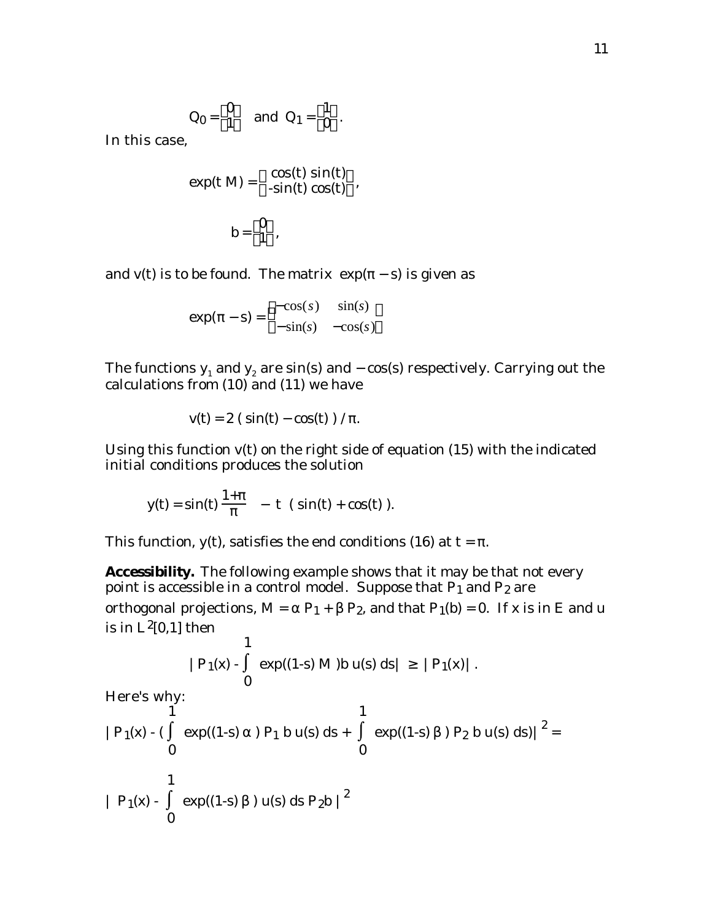$$Q_0 = \begin{pmatrix} 0 \\ 1 \end{pmatrix} \quad \text{and} \quad Q_1 = \begin{pmatrix} 1 \\ 0 \end{pmatrix}.$$

In this case,

$$\exp(t\,M) = \begin{pmatrix} \cos(t) & \sin(t) \\ -\sin(t) & \cos(t) \end{pmatrix},$$

$$b = \begin{pmatrix} 0 \\ 1 \end{pmatrix},$$

and v(t) is to be found. The matrix $\exp(\pi - s)$ is given as

$$\exp(\pi - s) = \begin{pmatrix} -\cos(s) & \sin(s) \\ -\sin(s) & -\cos(s) \end{pmatrix}$$

The functions $y_1$ and $y_2$ are sin(s) and $-\cos(s)$ respectively. Carrying out the calculations from (10) and (11) we have

$$v(t) = 2\,(\,\sin(t) - \cos(t)\,)\,/\,\pi.$$

Using this function v(t) on the right side of equation (15) with the indicated initial conditions produces the solution

$$y(t) = \sin(t)\,\frac{1+\pi}{\pi} \;-\; t\;(\,\sin(t) + \cos(t)\,).$$

This function, y(t), satisfies the end conditions (16) at $t = \pi$.

**Accessibility.** The following example shows that it may be that not every point is accessible in a control model. Suppose that $P_1$ and $P_2$ are orthogonal projections, $M = \alpha\,P_1 + \beta\,P_2$, and that $P_1(b) = 0$. If x is in E and u is in $L^2[0,1]$ then

$$|\,P_1(x) - \int_0^1 \exp((1-s)\,M\,)b\,u(s)\,ds| \;\geq\; |\,P_1(x)|\,.$$

Here's why:

$$|\,P_1(x) - (\int_0^1 \exp((1-s)\,\alpha\,)\,P_1\,b\,u(s)\,ds + \int_0^1 \exp((1-s)\,\beta\,)\,P_2\,b\,u(s)\,ds)|^{\,2} =$$

$$|\;P_1(x) - \int_0^1 \exp((1-s)\,\beta\,)\,u(s)\,ds\,P_2 b\,|^{\,2}$$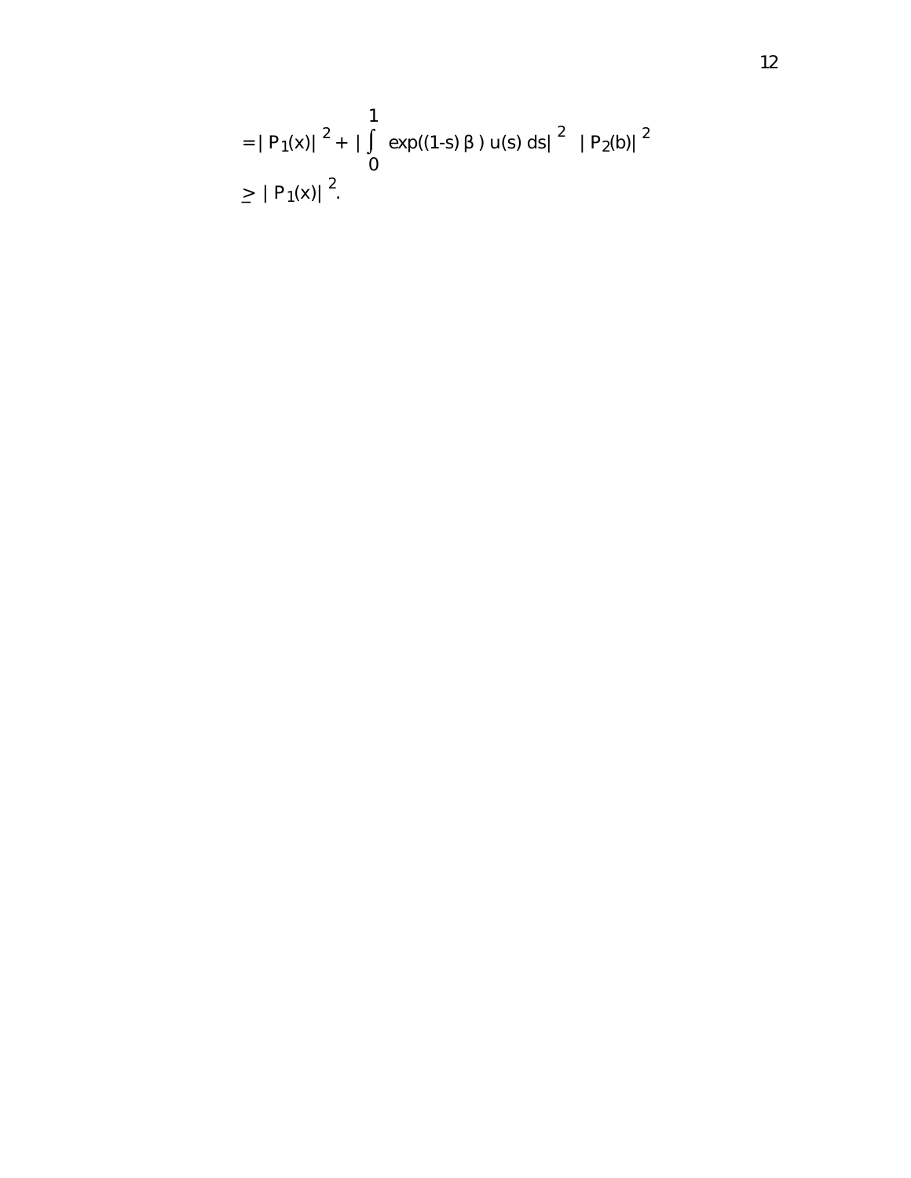$$= | P_1(x)|^2 + \left| \int_0^1 \exp((1-s)\beta)\, u(s)\, ds \right|^2 \; | P_2(b)|^2$$

$$\geq | P_1(x)|^2.$$